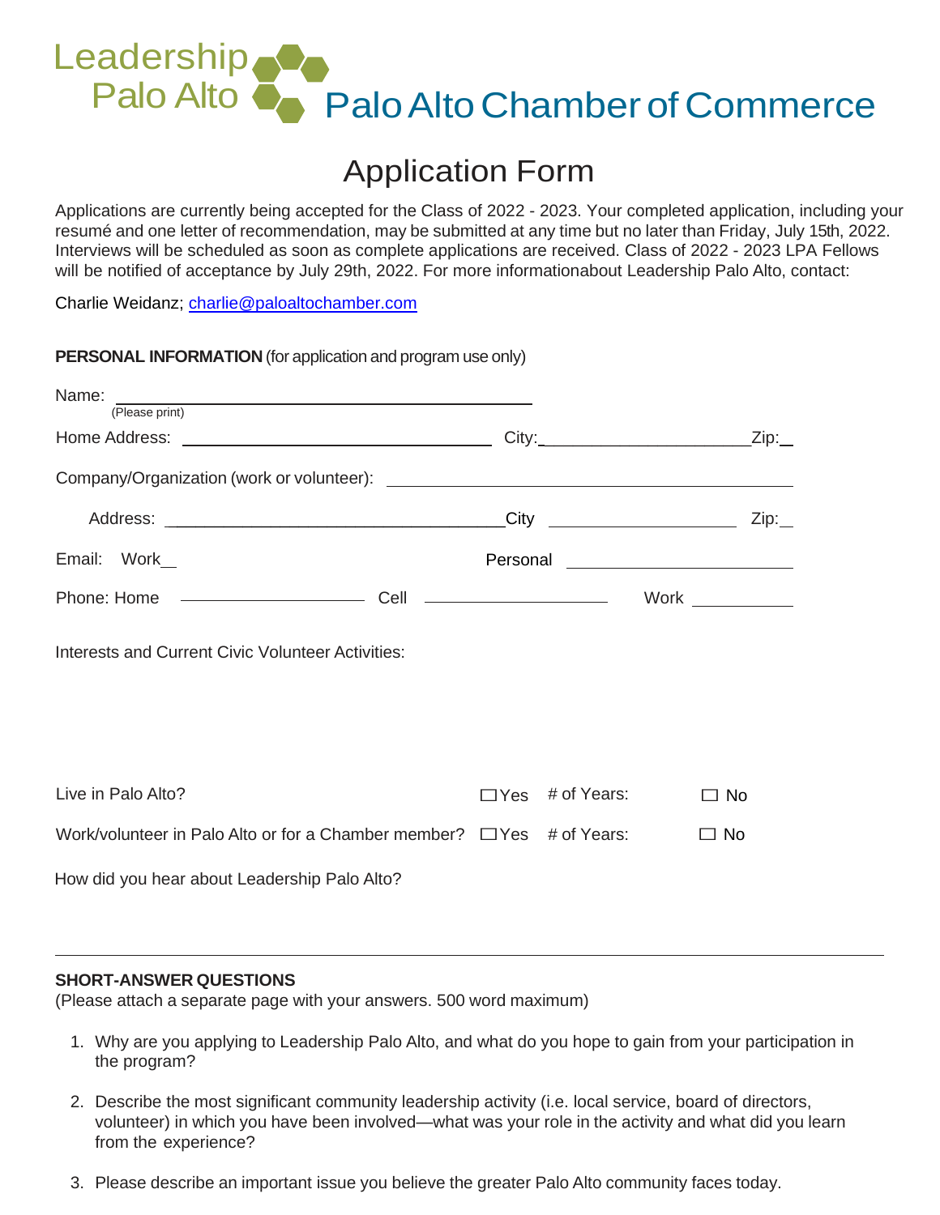Leadership Palo Alto

Palo Alto Chamber of Commerce

# Application Form

Applications are currently being accepted for the Class of 2022 - 2023. Your completed application, including your resumé and one letter of recommendation, may be submitted at any time but no later than Friday, July 15th, 2022. Interviews will be scheduled as soon as complete applications are received. Class of 2022 - 2023 LPA Fellows will be notified of acceptance by July 29th, 2022. For more informationabout Leadership Palo Alto, contact:

Charlie Weidanz; [charlie@paloaltochamber.com](mailto:charlie@paloaltochamber.com)

**PERSONAL INFORMATION** (for application and program use only)

Name: ______________________________________________
(Please print)

Home Address: ______________________________ City:______________________Zip:__

Company/Organization (work or volunteer): ______________________________________

Address: ___________________________________City ____________________ Zip:__

Email: Work__ Personal ________________________

Phone: Home __________________ Cell __________________ Work __________

Interests and Current Civic Volunteer Activities:

Live in Palo Alto? ☐Yes # of Years: ☐ No

Work/volunteer in Palo Alto or for a Chamber member? ☐Yes # of Years: ☐ No

How did you hear about Leadership Palo Alto?

---

**SHORT-ANSWER QUESTIONS**
(Please attach a separate page with your answers. 500 word maximum)

1. Why are you applying to Leadership Palo Alto, and what do you hope to gain from your participation in the program?
2. Describe the most significant community leadership activity (i.e. local service, board of directors, volunteer) in which you have been involved—what was your role in the activity and what did you learn from the experience?
3. Please describe an important issue you believe the greater Palo Alto community faces today.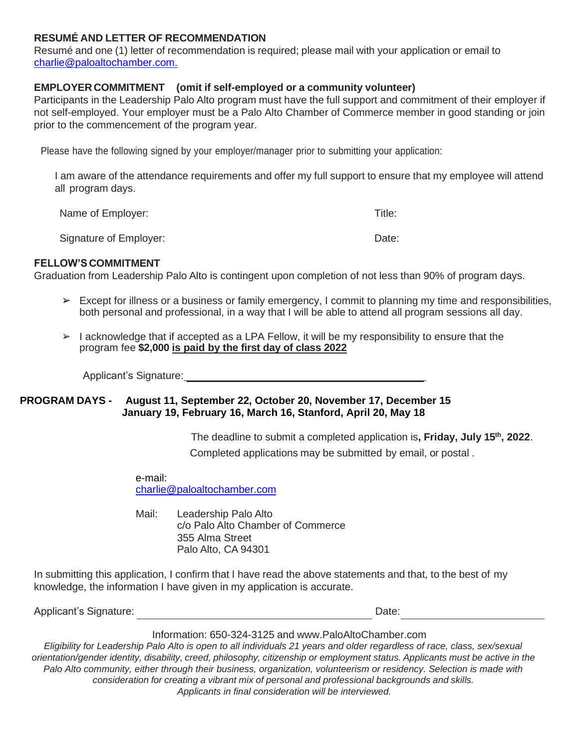## RESUMÉ AND LETTER OF RECOMMENDATION

Resumé and one (1) letter of recommendation is required; please mail with your application or email to charlie@paloaltochamber.com.

## EMPLOYER COMMITMENT (omit if self-employed or a community volunteer)

Participants in the Leadership Palo Alto program must have the full support and commitment of their employer if not self-employed. Your employer must be a Palo Alto Chamber of Commerce member in good standing or join prior to the commencement of the program year.

Please have the following signed by your employer/manager prior to submitting your application:

I am aware of the attendance requirements and offer my full support to ensure that my employee will attend all program days.

Name of Employer: Title:

Signature of Employer: Date:

## FELLOW'S COMMITMENT

Graduation from Leadership Palo Alto is contingent upon completion of not less than 90% of program days.

- Except for illness or a business or family emergency, I commit to planning my time and responsibilities, both personal and professional, in a way that I will be able to attend all program sessions all day.
- I acknowledge that if accepted as a LPA Fellow, it will be my responsibility to ensure that the program fee **$2,000** **is paid by the first day of class 2022**

Applicant's Signature: ________________________________________

**PROGRAM DAYS - August 11, September 22, October 20, November 17, December 15 January 19, February 16, March 16, Stanford, April 20, May 18**

The deadline to submit a completed application is**, Friday, July 15th, 2022**.

Completed applications may be submitted by email, or postal .

e-mail:
charlie@paloaltochamber.com

Mail: Leadership Palo Alto
c/o Palo Alto Chamber of Commerce
355 Alma Street
Palo Alto, CA 94301

In submitting this application, I confirm that I have read the above statements and that, to the best of my knowledge, the information I have given in my application is accurate.

Applicant's Signature: ________________________________________ Date: ____________________

Information: 650-324-3125 and www.PaloAltoChamber.com

*Eligibility for Leadership Palo Alto is open to all individuals 21 years and older regardless of race, class, sex/sexual orientation/gender identity, disability, creed, philosophy, citizenship or employment status. Applicants must be active in the Palo Alto community, either through their business, organization, volunteerism or residency. Selection is made with consideration for creating a vibrant mix of personal and professional backgrounds and skills.*

*Applicants in final consideration will be interviewed.*